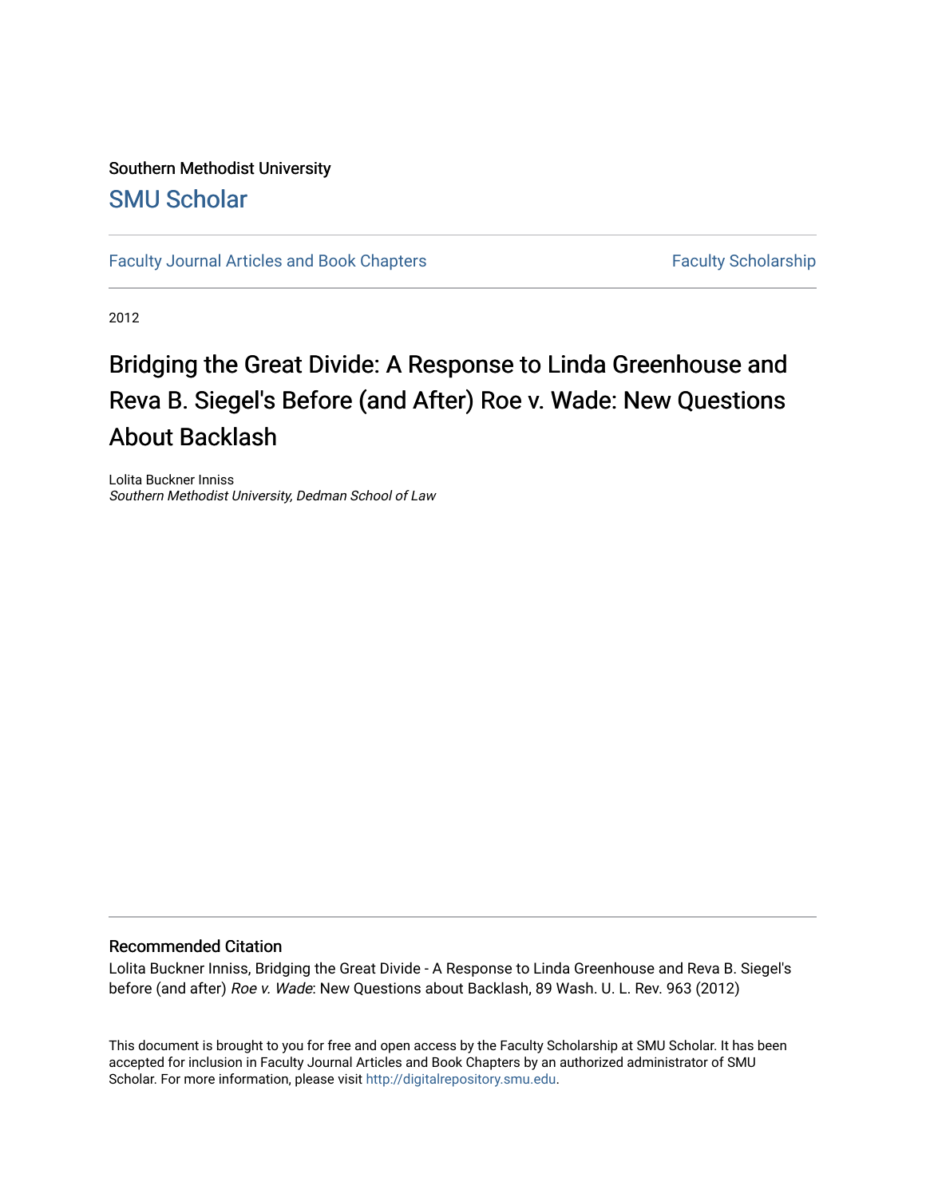Southern Methodist University

## SMU Scholar

Faculty Journal Articles and Book Chapters | Faculty Scholarship

2012

# Bridging the Great Divide: A Response to Linda Greenhouse and Reva B. Siegel's Before (and After) Roe v. Wade: New Questions About Backlash

Lolita Buckner Inniss
*Southern Methodist University, Dedman School of Law*

### Recommended Citation

Lolita Buckner Inniss, Bridging the Great Divide - A Response to Linda Greenhouse and Reva B. Siegel's before (and after) *Roe v. Wade*: New Questions about Backlash, 89 Wash. U. L. Rev. 963 (2012)

This document is brought to you for free and open access by the Faculty Scholarship at SMU Scholar. It has been accepted for inclusion in Faculty Journal Articles and Book Chapters by an authorized administrator of SMU Scholar. For more information, please visit http://digitalrepository.smu.edu.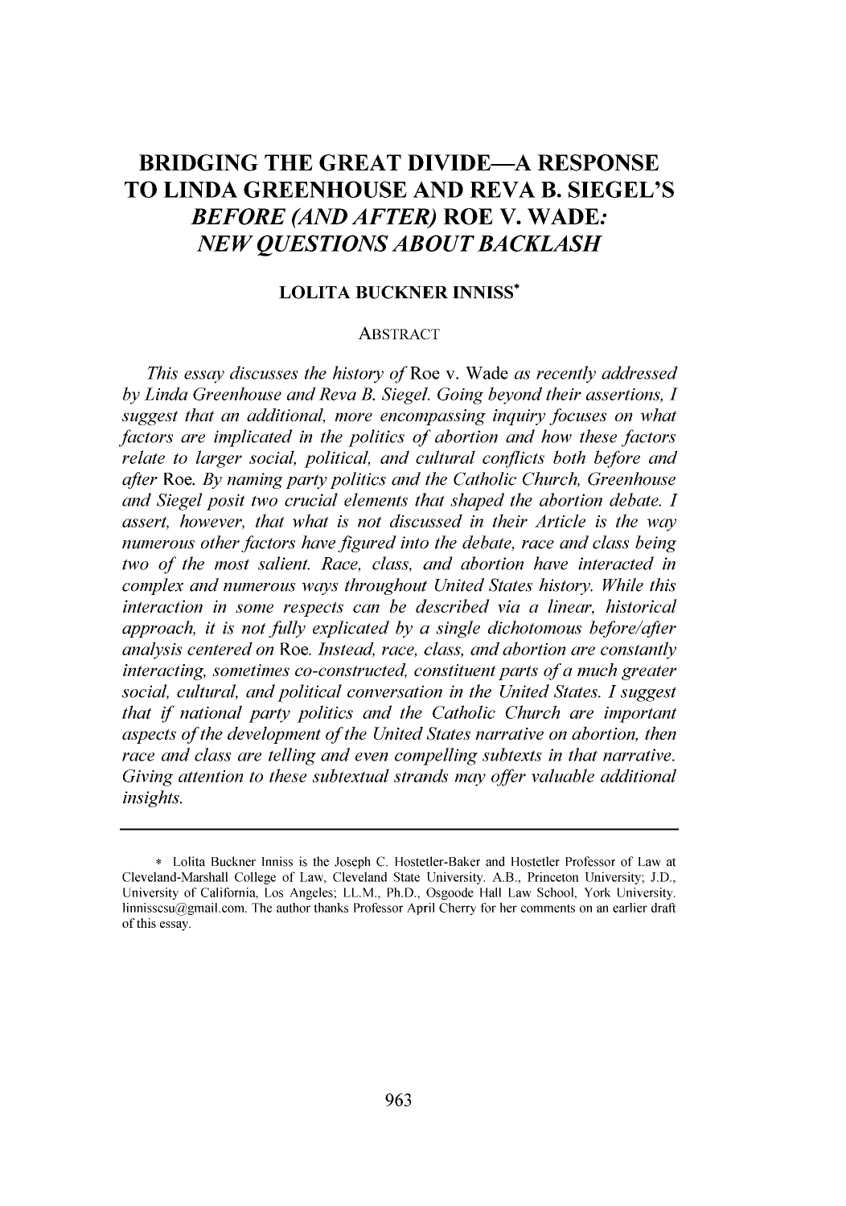# BRIDGING THE GREAT DIVIDE—A RESPONSE TO LINDA GREENHOUSE AND REVA B. SIEGEL'S *BEFORE (AND AFTER)* ROE V. WADE: *NEW QUESTIONS ABOUT BACKLASH*

**LOLITA BUCKNER INNISS***

ABSTRACT

*This essay discusses the history of* Roe v. Wade *as recently addressed by Linda Greenhouse and Reva B. Siegel. Going beyond their assertions, I suggest that an additional, more encompassing inquiry focuses on what factors are implicated in the politics of abortion and how these factors relate to larger social, political, and cultural conflicts both before and after* Roe. *By naming party politics and the Catholic Church, Greenhouse and Siegel posit two crucial elements that shaped the abortion debate. I assert, however, that what is not discussed in their Article is the way numerous other factors have figured into the debate, race and class being two of the most salient. Race, class, and abortion have interacted in complex and numerous ways throughout United States history. While this interaction in some respects can be described via a linear, historical approach, it is not fully explicated by a single dichotomous before/after analysis centered on* Roe. *Instead, race, class, and abortion are constantly interacting, sometimes co-constructed, constituent parts of a much greater social, cultural, and political conversation in the United States. I suggest that if national party politics and the Catholic Church are important aspects of the development of the United States narrative on abortion, then race and class are telling and even compelling subtexts in that narrative. Giving attention to these subtextual strands may offer valuable additional insights.*

---

\* Lolita Buckner Inniss is the Joseph C. Hostetler-Baker and Hostetler Professor of Law at Cleveland-Marshall College of Law, Cleveland State University. A.B., Princeton University; J.D., University of California, Los Angeles; LL.M., Ph.D., Osgoode Hall Law School, York University. linnisscsu@gmail.com. The author thanks Professor April Cherry for her comments on an earlier draft of this essay.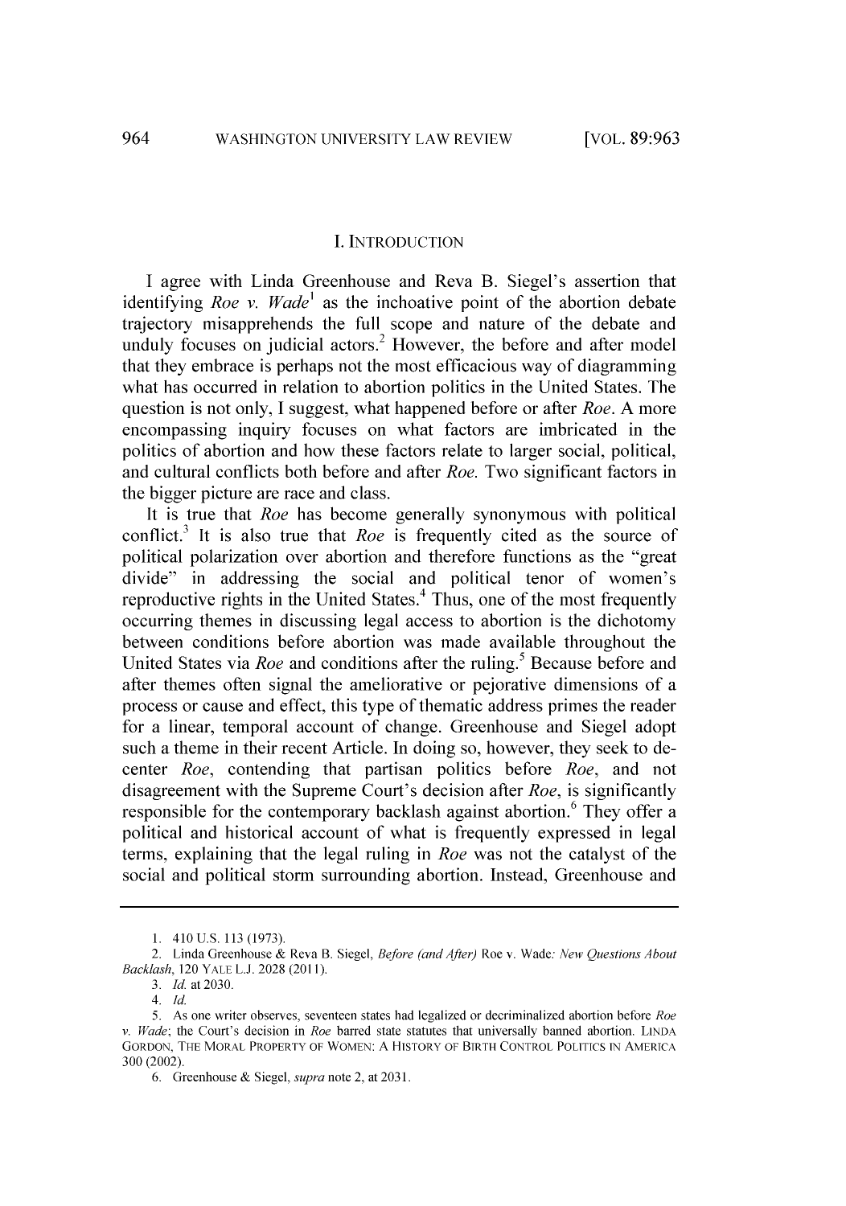## I. INTRODUCTION

I agree with Linda Greenhouse and Reva B. Siegel's assertion that identifying *Roe v. Wade*[1] as the inchoative point of the abortion debate trajectory misapprehends the full scope and nature of the debate and unduly focuses on judicial actors.[2] However, the before and after model that they embrace is perhaps not the most efficacious way of diagramming what has occurred in relation to abortion politics in the United States. The question is not only, I suggest, what happened before or after *Roe*. A more encompassing inquiry focuses on what factors are imbricated in the politics of abortion and how these factors relate to larger social, political, and cultural conflicts both before and after *Roe*. Two significant factors in the bigger picture are race and class.

It is true that *Roe* has become generally synonymous with political conflict.[3] It is also true that *Roe* is frequently cited as the source of political polarization over abortion and therefore functions as the "great divide" in addressing the social and political tenor of women's reproductive rights in the United States.[4] Thus, one of the most frequently occurring themes in discussing legal access to abortion is the dichotomy between conditions before abortion was made available throughout the United States via *Roe* and conditions after the ruling.[5] Because before and after themes often signal the ameliorative or pejorative dimensions of a process or cause and effect, this type of thematic address primes the reader for a linear, temporal account of change. Greenhouse and Siegel adopt such a theme in their recent Article. In doing so, however, they seek to de-center *Roe*, contending that partisan politics before *Roe*, and not disagreement with the Supreme Court's decision after *Roe*, is significantly responsible for the contemporary backlash against abortion.[6] They offer a political and historical account of what is frequently expressed in legal terms, explaining that the legal ruling in *Roe* was not the catalyst of the social and political storm surrounding abortion. Instead, Greenhouse and

---

1. 410 U.S. 113 (1973).
2. Linda Greenhouse & Reva B. Siegel, *Before (and After)* Roe v. Wade*: New Questions About Backlash*, 120 YALE L.J. 2028 (2011).
3. *Id.* at 2030.
4. *Id.*
5. As one writer observes, seventeen states had legalized or decriminalized abortion before *Roe v. Wade*; the Court's decision in *Roe* barred state statutes that universally banned abortion. LINDA GORDON, THE MORAL PROPERTY OF WOMEN: A HISTORY OF BIRTH CONTROL POLITICS IN AMERICA 300 (2002).
6. Greenhouse & Siegel, *supra* note 2, at 2031.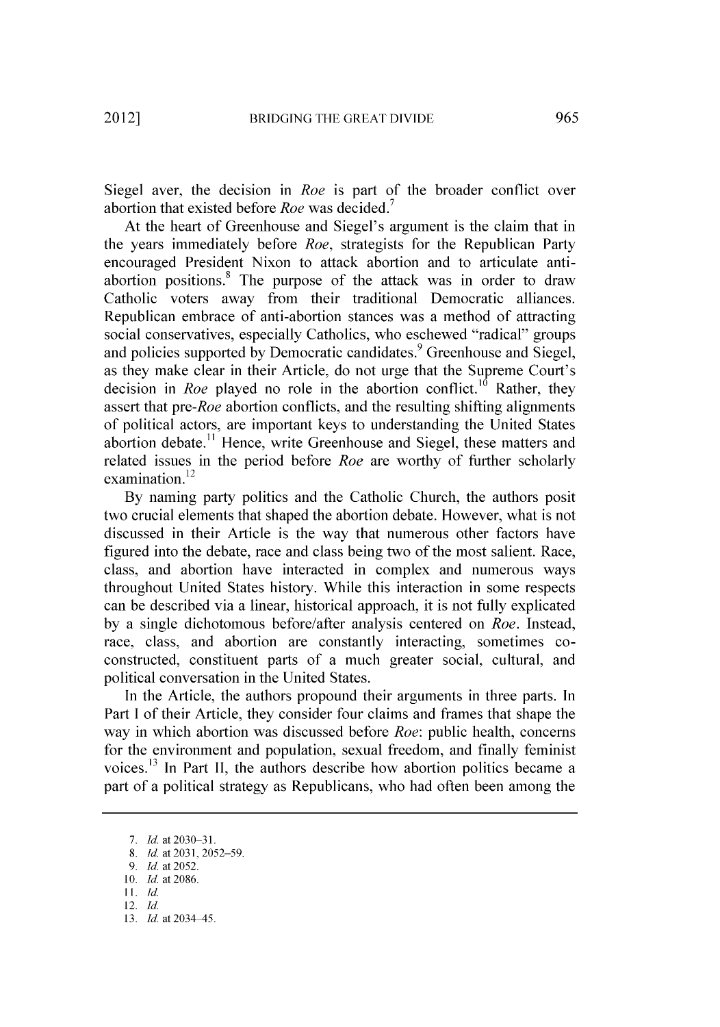Siegel aver, the decision in *Roe* is part of the broader conflict over abortion that existed before *Roe* was decided.[7]

At the heart of Greenhouse and Siegel's argument is the claim that in the years immediately before *Roe*, strategists for the Republican Party encouraged President Nixon to attack abortion and to articulate anti-abortion positions.[8] The purpose of the attack was in order to draw Catholic voters away from their traditional Democratic alliances. Republican embrace of anti-abortion stances was a method of attracting social conservatives, especially Catholics, who eschewed "radical" groups and policies supported by Democratic candidates.[9] Greenhouse and Siegel, as they make clear in their Article, do not urge that the Supreme Court's decision in *Roe* played no role in the abortion conflict.[10] Rather, they assert that pre-*Roe* abortion conflicts, and the resulting shifting alignments of political actors, are important keys to understanding the United States abortion debate.[11] Hence, write Greenhouse and Siegel, these matters and related issues in the period before *Roe* are worthy of further scholarly examination.[12]

By naming party politics and the Catholic Church, the authors posit two crucial elements that shaped the abortion debate. However, what is not discussed in their Article is the way that numerous other factors have figured into the debate, race and class being two of the most salient. Race, class, and abortion have interacted in complex and numerous ways throughout United States history. While this interaction in some respects can be described via a linear, historical approach, it is not fully explicated by a single dichotomous before/after analysis centered on *Roe*. Instead, race, class, and abortion are constantly interacting, sometimes co-constructed, constituent parts of a much greater social, cultural, and political conversation in the United States.

In the Article, the authors propound their arguments in three parts. In Part I of their Article, they consider four claims and frames that shape the way in which abortion was discussed before *Roe*: public health, concerns for the environment and population, sexual freedom, and finally feminist voices.[13] In Part II, the authors describe how abortion politics became a part of a political strategy as Republicans, who had often been among the

---

7. *Id.* at 2030–31.
8. *Id.* at 2031, 2052–59.
9. *Id.* at 2052.
10. *Id.* at 2086.
11. *Id.*
12. *Id.*
13. *Id.* at 2034–45.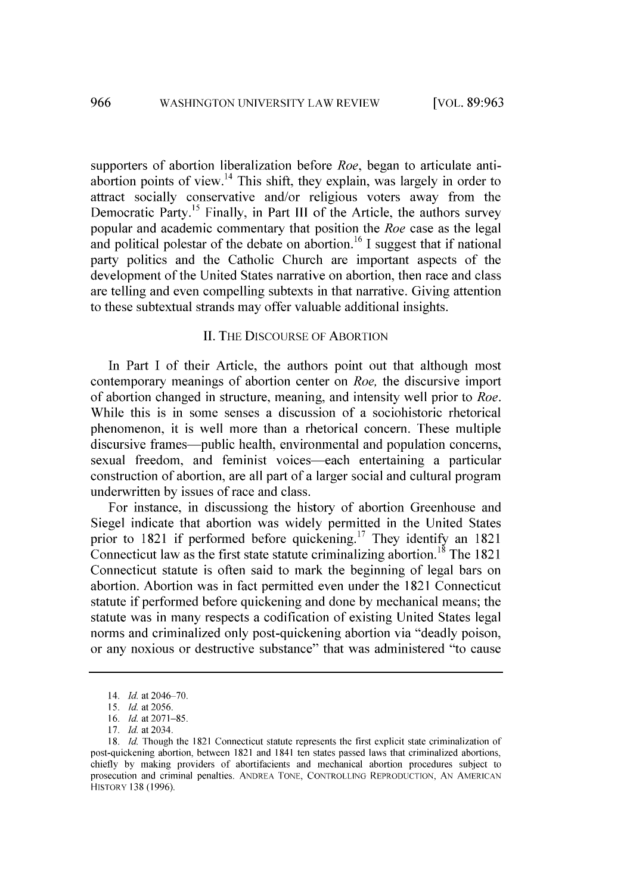supporters of abortion liberalization before *Roe*, began to articulate anti-abortion points of view.[14] This shift, they explain, was largely in order to attract socially conservative and/or religious voters away from the Democratic Party.[15] Finally, in Part III of the Article, the authors survey popular and academic commentary that position the *Roe* case as the legal and political polestar of the debate on abortion.[16] I suggest that if national party politics and the Catholic Church are important aspects of the development of the United States narrative on abortion, then race and class are telling and even compelling subtexts in that narrative. Giving attention to these subtextual strands may offer valuable additional insights.

## II. THE DISCOURSE OF ABORTION

In Part I of their Article, the authors point out that although most contemporary meanings of abortion center on *Roe,* the discursive import of abortion changed in structure, meaning, and intensity well prior to *Roe*. While this is in some senses a discussion of a sociohistoric rhetorical phenomenon, it is well more than a rhetorical concern. These multiple discursive frames—public health, environmental and population concerns, sexual freedom, and feminist voices—each entertaining a particular construction of abortion, are all part of a larger social and cultural program underwritten by issues of race and class.

For instance, in discussiong the history of abortion Greenhouse and Siegel indicate that abortion was widely permitted in the United States prior to 1821 if performed before quickening.[17] They identify an 1821 Connecticut law as the first state statute criminalizing abortion.[18] The 1821 Connecticut statute is often said to mark the beginning of legal bars on abortion. Abortion was in fact permitted even under the 1821 Connecticut statute if performed before quickening and done by mechanical means; the statute was in many respects a codification of existing United States legal norms and criminalized only post-quickening abortion via "deadly poison, or any noxious or destructive substance" that was administered "to cause

---

14. *Id.* at 2046–70.

15. *Id.* at 2056.

16. *Id.* at 2071–85.

17. *Id.* at 2034.

18. *Id.* Though the 1821 Connecticut statute represents the first explicit state criminalization of post-quickening abortion, between 1821 and 1841 ten states passed laws that criminalized abortions, chiefly by making providers of abortifacients and mechanical abortion procedures subject to prosecution and criminal penalties. ANDREA TONE, CONTROLLING REPRODUCTION, AN AMERICAN HISTORY 138 (1996).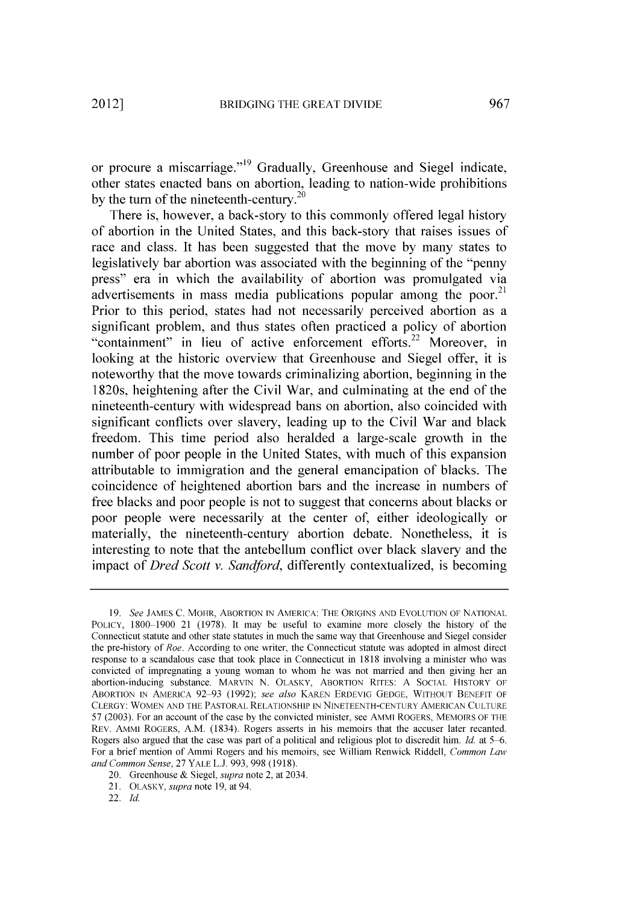or procure a miscarriage."[19] Gradually, Greenhouse and Siegel indicate, other states enacted bans on abortion, leading to nation-wide prohibitions by the turn of the nineteenth-century.[20]

There is, however, a back-story to this commonly offered legal history of abortion in the United States, and this back-story that raises issues of race and class. It has been suggested that the move by many states to legislatively bar abortion was associated with the beginning of the "penny press" era in which the availability of abortion was promulgated via advertisements in mass media publications popular among the poor.[21] Prior to this period, states had not necessarily perceived abortion as a significant problem, and thus states often practiced a policy of abortion "containment" in lieu of active enforcement efforts.[22] Moreover, in looking at the historic overview that Greenhouse and Siegel offer, it is noteworthy that the move towards criminalizing abortion, beginning in the 1820s, heightening after the Civil War, and culminating at the end of the nineteenth-century with widespread bans on abortion, also coincided with significant conflicts over slavery, leading up to the Civil War and black freedom. This time period also heralded a large-scale growth in the number of poor people in the United States, with much of this expansion attributable to immigration and the general emancipation of blacks. The coincidence of heightened abortion bars and the increase in numbers of free blacks and poor people is not to suggest that concerns about blacks or poor people were necessarily at the center of, either ideologically or materially, the nineteenth-century abortion debate. Nonetheless, it is interesting to note that the antebellum conflict over black slavery and the impact of *Dred Scott v. Sandford*, differently contextualized, is becoming

---

19. *See* JAMES C. MOHR, ABORTION IN AMERICA: THE ORIGINS AND EVOLUTION OF NATIONAL POLICY, 1800–1900 21 (1978). It may be useful to examine more closely the history of the Connecticut statute and other state statutes in much the same way that Greenhouse and Siegel consider the pre-history of *Roe*. According to one writer, the Connecticut statute was adopted in almost direct response to a scandalous case that took place in Connecticut in 1818 involving a minister who was convicted of impregnating a young woman to whom he was not married and then giving her an abortion-inducing substance. MARVIN N. OLASKY, ABORTION RITES: A SOCIAL HISTORY OF ABORTION IN AMERICA 92–93 (1992); *see also* KAREN ERDEVIG GEDGE, WITHOUT BENEFIT OF CLERGY: WOMEN AND THE PASTORAL RELATIONSHIP IN NINETEENTH-CENTURY AMERICAN CULTURE 57 (2003). For an account of the case by the convicted minister, see AMMI ROGERS, MEMOIRS OF THE REV. AMMI ROGERS, A.M. (1834). Rogers asserts in his memoirs that the accuser later recanted. Rogers also argued that the case was part of a political and religious plot to discredit him. *Id.* at 5–6. For a brief mention of Ammi Rogers and his memoirs, see William Renwick Riddell, *Common Law and Common Sense*, 27 YALE L.J. 993, 998 (1918).

20. Greenhouse & Siegel, *supra* note 2, at 2034.

21. OLASKY, *supra* note 19, at 94.

22. *Id.*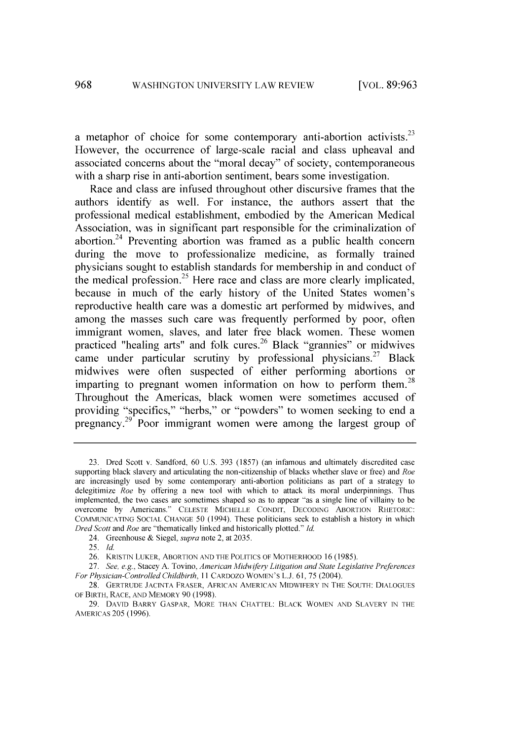a metaphor of choice for some contemporary anti-abortion activists.[23] However, the occurrence of large-scale racial and class upheaval and associated concerns about the "moral decay" of society, contemporaneous with a sharp rise in anti-abortion sentiment, bears some investigation.

Race and class are infused throughout other discursive frames that the authors identify as well. For instance, the authors assert that the professional medical establishment, embodied by the American Medical Association, was in significant part responsible for the criminalization of abortion.[24] Preventing abortion was framed as a public health concern during the move to professionalize medicine, as formally trained physicians sought to establish standards for membership in and conduct of the medical profession.[25] Here race and class are more clearly implicated, because in much of the early history of the United States women's reproductive health care was a domestic art performed by midwives, and among the masses such care was frequently performed by poor, often immigrant women, slaves, and later free black women. These women practiced "healing arts" and folk cures.[26] Black "grannies" or midwives came under particular scrutiny by professional physicians.[27] Black midwives were often suspected of either performing abortions or imparting to pregnant women information on how to perform them.[28] Throughout the Americas, black women were sometimes accused of providing "specifics," "herbs," or "powders" to women seeking to end a pregnancy.[29] Poor immigrant women were among the largest group of

---

23. Dred Scott v. Sandford, 60 U.S. 393 (1857) (an infamous and ultimately discredited case supporting black slavery and articulating the non-citizenship of blacks whether slave or free) and *Roe* are increasingly used by some contemporary anti-abortion politicians as part of a strategy to delegitimize *Roe* by offering a new tool with which to attack its moral underpinnings. Thus implemented, the two cases are sometimes shaped so as to appear "as a single line of villainy to be overcome by Americans." CELESTE MICHELLE CONDIT, DECODING ABORTION RHETORIC: COMMUNICATING SOCIAL CHANGE 50 (1994). These politicians seek to establish a history in which *Dred Scott* and *Roe* are "thematically linked and historically plotted." *Id.*

24. Greenhouse & Siegel, *supra* note 2, at 2035.

25. *Id.*

26. KRISTIN LUKER, ABORTION AND THE POLITICS OF MOTHERHOOD 16 (1985).

27. *See, e.g.*, Stacey A. Tovino, *American Midwifery Litigation and State Legislative Preferences For Physician-Controlled Childbirth*, 11 CARDOZO WOMEN'S L.J. 61, 75 (2004).

28. GERTRUDE JACINTA FRASER, AFRICAN AMERICAN MIDWIFERY IN THE SOUTH: DIALOGUES OF BIRTH, RACE, AND MEMORY 90 (1998).

29. DAVID BARRY GASPAR, MORE THAN CHATTEL: BLACK WOMEN AND SLAVERY IN THE AMERICAS 205 (1996).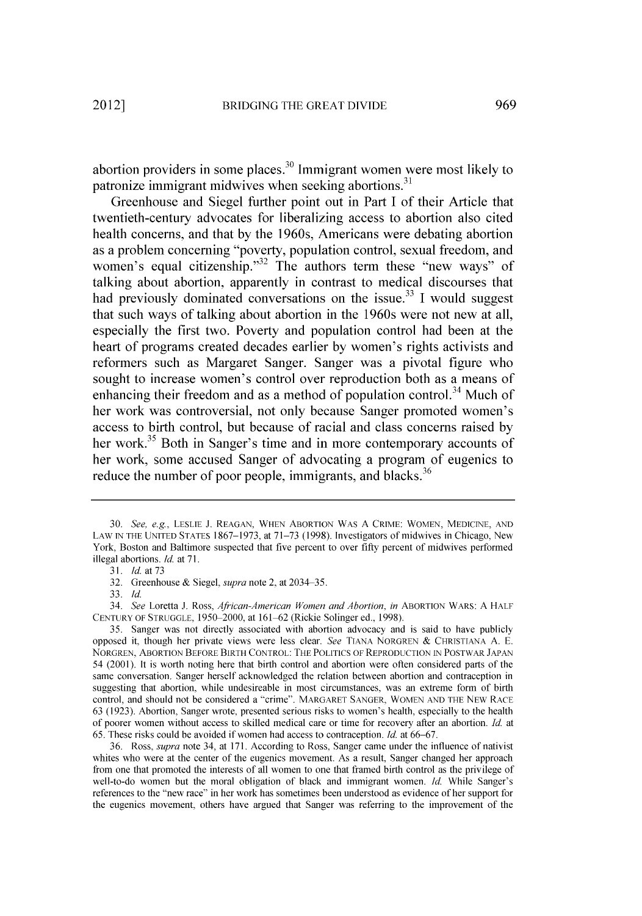abortion providers in some places.[30] Immigrant women were most likely to patronize immigrant midwives when seeking abortions.[31]

Greenhouse and Siegel further point out in Part I of their Article that twentieth-century advocates for liberalizing access to abortion also cited health concerns, and that by the 1960s, Americans were debating abortion as a problem concerning "poverty, population control, sexual freedom, and women's equal citizenship."[32] The authors term these "new ways" of talking about abortion, apparently in contrast to medical discourses that had previously dominated conversations on the issue.[33] I would suggest that such ways of talking about abortion in the 1960s were not new at all, especially the first two. Poverty and population control had been at the heart of programs created decades earlier by women's rights activists and reformers such as Margaret Sanger. Sanger was a pivotal figure who sought to increase women's control over reproduction both as a means of enhancing their freedom and as a method of population control.[34] Much of her work was controversial, not only because Sanger promoted women's access to birth control, but because of racial and class concerns raised by her work.[35] Both in Sanger's time and in more contemporary accounts of her work, some accused Sanger of advocating a program of eugenics to reduce the number of poor people, immigrants, and blacks.[36]

---

30. *See, e.g.*, LESLIE J. REAGAN, WHEN ABORTION WAS A CRIME: WOMEN, MEDICINE, AND LAW IN THE UNITED STATES 1867–1973, at 71–73 (1998). Investigators of midwives in Chicago, New York, Boston and Baltimore suspected that five percent to over fifty percent of midwives performed illegal abortions. *Id.* at 71.

31. *Id.* at 73

32. Greenhouse & Siegel, *supra* note 2, at 2034–35.

33. *Id.*

34. *See* Loretta J. Ross, *African-American Women and Abortion*, *in* ABORTION WARS: A HALF CENTURY OF STRUGGLE, 1950–2000, at 161–62 (Rickie Solinger ed., 1998).

35. Sanger was not directly associated with abortion advocacy and is said to have publicly opposed it, though her private views were less clear. *See* TIANA NORGREN & CHRISTIANA A. E. NORGREN, ABORTION BEFORE BIRTH CONTROL: THE POLITICS OF REPRODUCTION IN POSTWAR JAPAN 54 (2001). It is worth noting here that birth control and abortion were often considered parts of the same conversation. Sanger herself acknowledged the relation between abortion and contraception in suggesting that abortion, while undesireable in most circumstances, was an extreme form of birth control, and should not be considered a "crime". MARGARET SANGER, WOMEN AND THE NEW RACE 63 (1923). Abortion, Sanger wrote, presented serious risks to women's health, especially to the health of poorer women without access to skilled medical care or time for recovery after an abortion. *Id.* at 65. These risks could be avoided if women had access to contraception. *Id.* at 66–67.

36. Ross, *supra* note 34, at 171. According to Ross, Sanger came under the influence of nativist whites who were at the center of the eugenics movement. As a result, Sanger changed her approach from one that promoted the interests of all women to one that framed birth control as the privilege of well-to-do women but the moral obligation of black and immigrant women. *Id.* While Sanger's references to the "new race" in her work has sometimes been understood as evidence of her support for the eugenics movement, others have argued that Sanger was referring to the improvement of the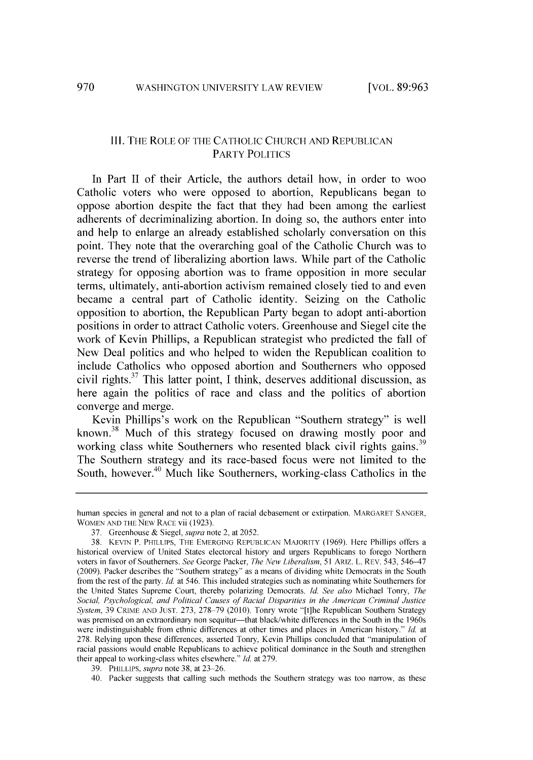## III. THE ROLE OF THE CATHOLIC CHURCH AND REPUBLICAN PARTY POLITICS

In Part II of their Article, the authors detail how, in order to woo Catholic voters who were opposed to abortion, Republicans began to oppose abortion despite the fact that they had been among the earliest adherents of decriminalizing abortion. In doing so, the authors enter into and help to enlarge an already established scholarly conversation on this point. They note that the overarching goal of the Catholic Church was to reverse the trend of liberalizing abortion laws. While part of the Catholic strategy for opposing abortion was to frame opposition in more secular terms, ultimately, anti-abortion activism remained closely tied to and even became a central part of Catholic identity. Seizing on the Catholic opposition to abortion, the Republican Party began to adopt anti-abortion positions in order to attract Catholic voters. Greenhouse and Siegel cite the work of Kevin Phillips, a Republican strategist who predicted the fall of New Deal politics and who helped to widen the Republican coalition to include Catholics who opposed abortion and Southerners who opposed civil rights.[37] This latter point, I think, deserves additional discussion, as here again the politics of race and class and the politics of abortion converge and merge.

Kevin Phillips's work on the Republican "Southern strategy" is well known.[38] Much of this strategy focused on drawing mostly poor and working class white Southerners who resented black civil rights gains.[39] The Southern strategy and its race-based focus were not limited to the South, however.[40] Much like Southerners, working-class Catholics in the

---

human species in general and not to a plan of racial debasement or extirpation. MARGARET SANGER, WOMEN AND THE NEW RACE vii (1923).

37. Greenhouse & Siegel, *supra* note 2, at 2052.

38. KEVIN P. PHILLIPS, THE EMERGING REPUBLICAN MAJORITY (1969). Here Phillips offers a historical overview of United States electorcal history and urgers Republicans to forego Northern voters in favor of Southerners. *See* George Packer, *The New Liberalism*, 51 ARIZ. L. REV. 543, 546–47 (2009). Packer describes the "Southern strategy" as a means of dividing white Democrats in the South from the rest of the party. *Id.* at 546. This included strategies such as nominating white Southerners for the United States Supreme Court, thereby polarizing Democrats. *Id. See also* Michael Tonry, *The Social, Psychological, and Political Causes of Racial Disparities in the American Criminal Justice System*, 39 CRIME AND JUST. 273, 278–79 (2010). Tonry wrote "[t]he Republican Southern Strategy was premised on an extraordinary non sequitur—that black/white differences in the South in the 1960s were indistinguishable from ethnic differences at other times and places in American history." *Id.* at 278. Relying upon these differences, asserted Tonry, Kevin Phillips concluded that "manipulation of racial passions would enable Republicans to achieve political dominance in the South and strengthen their appeal to working-class whites elsewhere." *Id.* at 279.

39. PHILLIPS, *supra* note 38, at 23–26.

40. Packer suggests that calling such methods the Southern strategy was too narrow, as these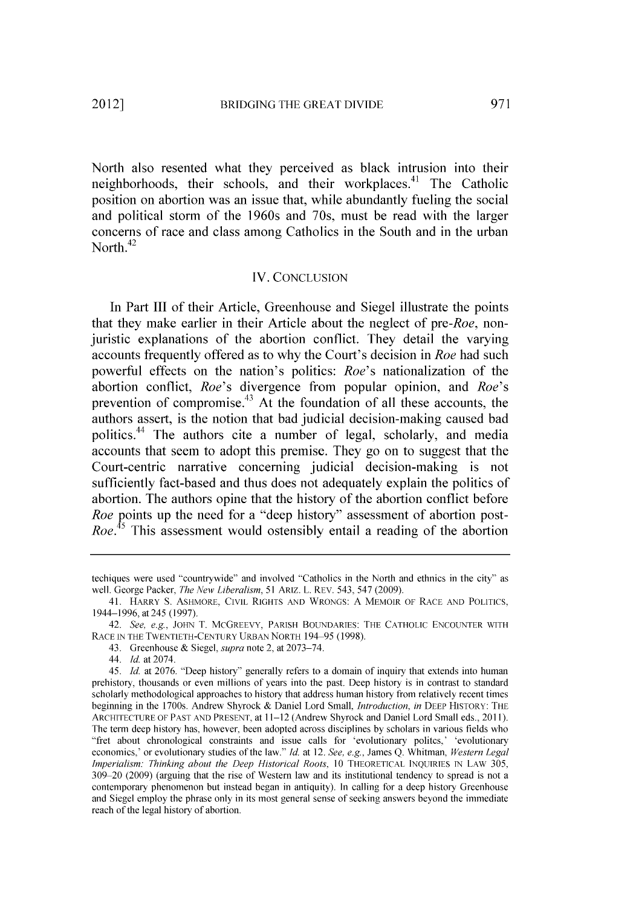North also resented what they perceived as black intrusion into their neighborhoods, their schools, and their workplaces.[41] The Catholic position on abortion was an issue that, while abundantly fueling the social and political storm of the 1960s and 70s, must be read with the larger concerns of race and class among Catholics in the South and in the urban North.[42]

## IV. CONCLUSION

In Part III of their Article, Greenhouse and Siegel illustrate the points that they make earlier in their Article about the neglect of pre-*Roe*, non-juristic explanations of the abortion conflict. They detail the varying accounts frequently offered as to why the Court's decision in *Roe* had such powerful effects on the nation's politics: *Roe*'s nationalization of the abortion conflict, *Roe*'s divergence from popular opinion, and *Roe*'s prevention of compromise.[43] At the foundation of all these accounts, the authors assert, is the notion that bad judicial decision-making caused bad politics.[44] The authors cite a number of legal, scholarly, and media accounts that seem to adopt this premise. They go on to suggest that the Court-centric narrative concerning judicial decision-making is not sufficiently fact-based and thus does not adequately explain the politics of abortion. The authors opine that the history of the abortion conflict before *Roe* points up the need for a "deep history" assessment of abortion post-*Roe*.[45] This assessment would ostensibly entail a reading of the abortion

---

techiques were used "countrywide" and involved "Catholics in the North and ethnics in the city" as well. George Packer, *The New Liberalism*, 51 ARIZ. L. REV. 543, 547 (2009).

41. HARRY S. ASHMORE, CIVIL RIGHTS AND WRONGS: A MEMOIR OF RACE AND POLITICS, 1944–1996, at 245 (1997).

42. *See, e.g.*, JOHN T. MCGREEVY, PARISH BOUNDARIES: THE CATHOLIC ENCOUNTER WITH RACE IN THE TWENTIETH-CENTURY URBAN NORTH 194–95 (1998).

43. Greenhouse & Siegel, *supra* note 2, at 2073–74.

44. *Id.* at 2074.

45. *Id.* at 2076. "Deep history" generally refers to a domain of inquiry that extends into human prehistory, thousands or even millions of years into the past. Deep history is in contrast to standard scholarly methodological approaches to history that address human history from relatively recent times beginning in the 1700s. Andrew Shyrock & Daniel Lord Small, *Introduction*, *in* DEEP HISTORY: THE ARCHITECTURE OF PAST AND PRESENT, at 11–12 (Andrew Shyrock and Daniel Lord Small eds., 2011). The term deep history has, however, been adopted across disciplines by scholars in various fields who "fret about chronological constraints and issue calls for 'evolutionary politcs,' 'evolutionary economics,' or evolutionary studies of the law." *Id.* at 12. *See, e.g.*, James Q. Whitman, *Western Legal Imperialism: Thinking about the Deep Historical Roots*, 10 THEORETICAL INQUIRIES IN LAW 305, 309–20 (2009) (arguing that the rise of Western law and its institutional tendency to spread is not a contemporary phenomenon but instead began in antiquity). In calling for a deep history Greenhouse and Siegel employ the phrase only in its most general sense of seeking answers beyond the immediate reach of the legal history of abortion.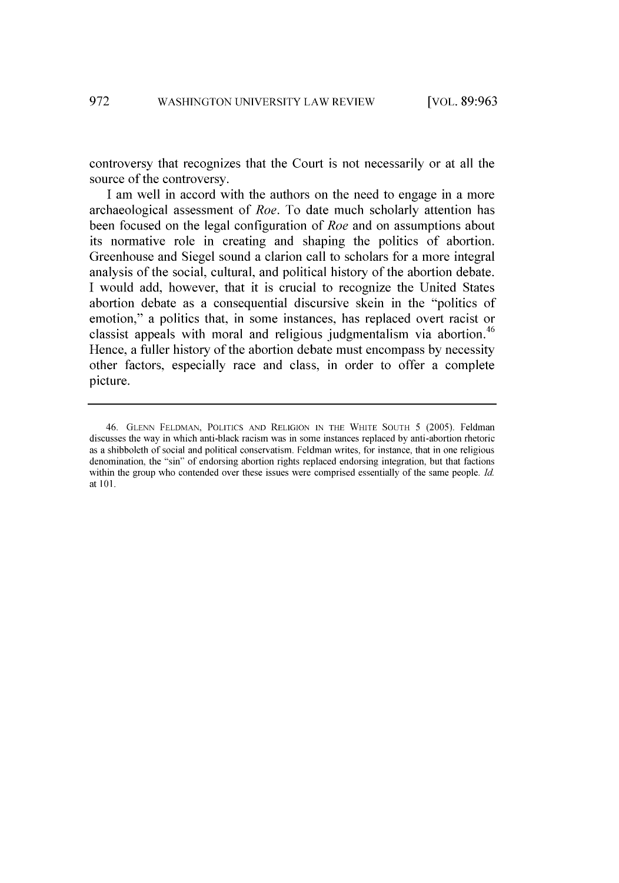controversy that recognizes that the Court is not necessarily or at all the source of the controversy.

I am well in accord with the authors on the need to engage in a more archaeological assessment of *Roe*. To date much scholarly attention has been focused on the legal configuration of *Roe* and on assumptions about its normative role in creating and shaping the politics of abortion. Greenhouse and Siegel sound a clarion call to scholars for a more integral analysis of the social, cultural, and political history of the abortion debate. I would add, however, that it is crucial to recognize the United States abortion debate as a consequential discursive skein in the "politics of emotion," a politics that, in some instances, has replaced overt racist or classist appeals with moral and religious judgmentalism via abortion.[46] Hence, a fuller history of the abortion debate must encompass by necessity other factors, especially race and class, in order to offer a complete picture.

---

46. GLENN FELDMAN, POLITICS AND RELIGION IN THE WHITE SOUTH 5 (2005). Feldman discusses the way in which anti-black racism was in some instances replaced by anti-abortion rhetoric as a shibboleth of social and political conservatism. Feldman writes, for instance, that in one religious denomination, the "sin" of endorsing abortion rights replaced endorsing integration, but that factions within the group who contended over these issues were comprised essentially of the same people. *Id.* at 101.